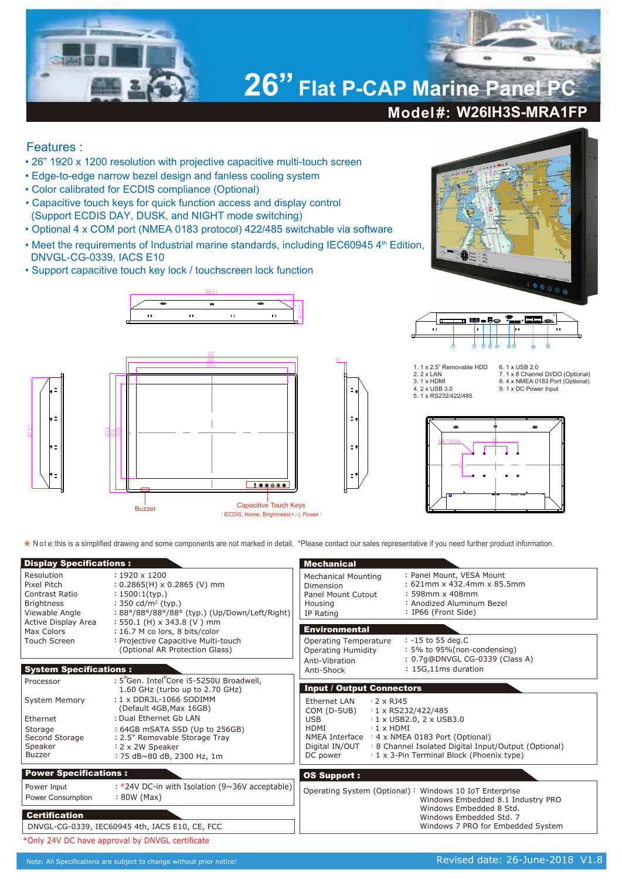# 26" Flat P-CAP Marine Panel PC

## Model#: W26IH3S-MRA1FP

## Features :

- 26" 1920 x 1200 resolution with projective capacitive multi-touch screen
- Edge-to-edge narrow bezel design and fanless cooling system
- Color calibrated for ECDIS compliance (Optional)
- Capacitive touch keys for quick function access and display control (Support ECDIS DAY, DUSK, and NIGHT mode switching)
- Optional 4 x COM port (NMEA 0183 protocol) 422/485 switchable via software
- Meet the requirements of Industrial marine standards, including IEC60945 4th Edition, DNVGL-CG-0339, IACS E10
- Support capacitive touch key lock / touchscreen lock function

1. 1 x 2.5" Removable HDD
2. 2 x LAN
3. 1 x HDMI
4. 2 x USB 3.0
5. 1 x RS232/422/485
6. 1 x USB 2.0
7. 1 x 8 Channel DI/DO (Optional)
8. 4 x NMEA 0183 Port (Optional)
9. 1 x DC Power Input

Buzzer

Capacitive Touch Keys (ECDIS, Home, Brightness(+,-), Power)

M6 VESA

\* Note: this is a simplified drawing and some components are not marked in detail. \*Please contact our sales representative if you need further product information.

### Display Specifications :

| | |
|---|---|
| Resolution | : 1920 x 1200 |
| Pixel Pitch | : 0.2865(H) x 0.2865 (V) mm |
| Contrast Ratio | : 1500:1(typ.) |
| Brightness | : 350 cd/m² (typ.) |
| Viewable Angle | : 88°/88°/88°/88° (typ.) (Up/Down/Left/Right) |
| Active Display Area | : 550.1 (H) x 343.8 (V ) mm |
| Max Colors | : 16.7 M co lors, 8 bits/color |
| Touch Screen | : Projective Capacitive Multi-touch (Optional AR Protection Glass) |

### System Specifications :

| | |
|---|---|
| Processor | : 5thGen. Intel®Core i5-5250U Broadwell, 1.60 GHz (turbo up to 2.70 GHz) |
| System Memory | : 1 x DDR3L-1066 SODIMM (Default 4GB,Max 16GB) |
| Ethernet | : Dual Ethernet Gb LAN |
| Storage | : 64GB mSATA SSD (Up to 256GB) |
| Second Storage | : 2.5" Removable Storage Tray |
| Speaker | : 2 x 2W Speaker |
| Buzzer | : 75 dB~80 dB, 2300 Hz, 1m |

### Power Specifications :

| | |
|---|---|
| Power Input | : *24V DC-in with Isolation (9~36V acceptable) |
| Power Consumption | : 80W (Max) |

### Certification

DNVGL-CG-0339, IEC60945 4th, IACS E10, CE, FCC

*Only 24V DC have approval by DNVGL certificate

### Mechanical

| | |
|---|---|
| Mechanical Mounting | : Panel Mount, VESA Mount |
| Dimension | : 621mm x 432.4mm x 85.5mm |
| Panel Mount Cutout | : 598mm x 408mm |
| Housing | : Anodized Aluminum Bezel |
| IP Rating | : IP66 (Front Side) |

### Environmental

| | |
|---|---|
| Operating Temperature | : -15 to 55 deg.C |
| Operating Humidity | : 5% to 95%(non-condensing) |
| Anti-Vibration | : 0.7g@DNVGL CG-0339 (Class A) |
| Anti-Shock | : 15G,11ms duration |

### Input / Output Connectors

| | |
|---|---|
| Ethernet LAN | : 2 x RJ45 |
| COM (D-SUB) | : 1 x RS232/422/485 |
| USB | : 1 x USB2.0, 2 x USB3.0 |
| HDMI | : 1 x HDMI |
| NMEA Interface | : 4 x NMEA 0183 Port (Optional) |
| Digital IN/OUT | : 8 Channel Isolated Digital Input/Output (Optional) |
| DC power | : 1 x 3-Pin Terminal Block (Phoenix type) |

### OS Support :

Operating System (Optional) : Windows 10 IoT Enterprise
Windows Embedded 8.1 Industry PRO
Windows Embedded 8 Std.
Windows Embedded Std. 7
Windows 7 PRO for Embedded System

Note: All Specifications are subject to change without prior notice!

Revised date: 26-June-2018 V1.8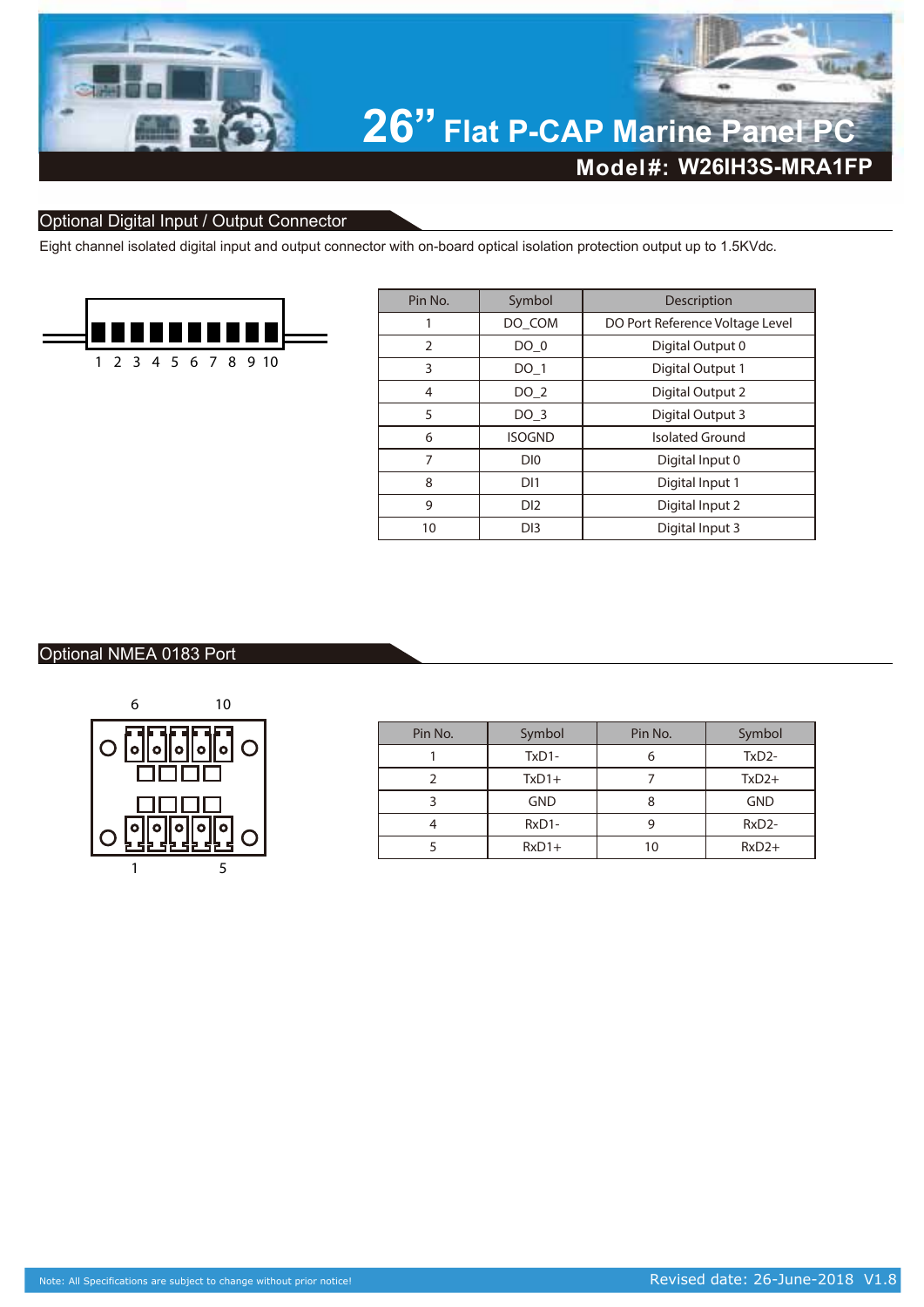# 26" Flat P-CAP Marine Panel PC

**Model#: W26IH3S-MRA1FP**

## Optional Digital Input / Output Connector

Eight channel isolated digital input and output connector with on-board optical isolation protection output up to 1.5KVdc.

1 2 3 4 5 6 7 8 9 10

| Pin No. | Symbol | Description |
|---|---|---|
| 1 | DO_COM | DO Port Reference Voltage Level |
| 2 | DO_0 | Digital Output 0 |
| 3 | DO_1 | Digital Output 1 |
| 4 | DO_2 | Digital Output 2 |
| 5 | DO_3 | Digital Output 3 |
| 6 | ISOGND | Isolated Ground |
| 7 | DI0 | Digital Input 0 |
| 8 | DI1 | Digital Input 1 |
| 9 | DI2 | Digital Input 2 |
| 10 | DI3 | Digital Input 3 |

## Optional NMEA 0183 Port

6 10

1 5

| Pin No. | Symbol | Pin No. | Symbol |
|---|---|---|---|
| 1 | TxD1- | 6 | TxD2- |
| 2 | TxD1+ | 7 | TxD2+ |
| 3 | GND | 8 | GND |
| 4 | RxD1- | 9 | RxD2- |
| 5 | RxD1+ | 10 | RxD2+ |

Note: All Specifications are subject to change without prior notice!

Revised date: 26-June-2018 V1.8